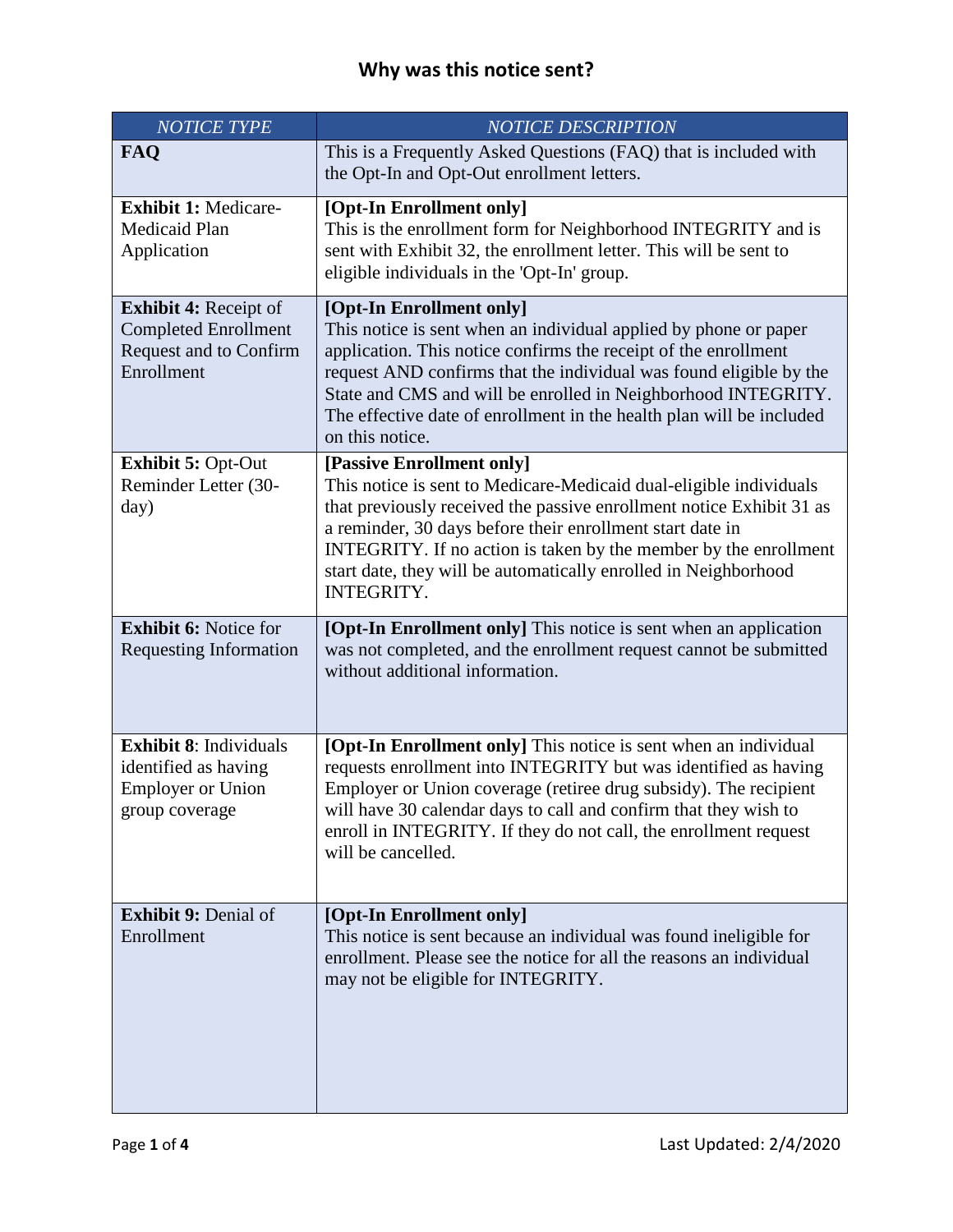# Why was this notice sent?

| *NOTICE TYPE* | *NOTICE DESCRIPTION* |
| --- | --- |
| **FAQ** | This is a Frequently Asked Questions (FAQ) that is included with the Opt-In and Opt-Out enrollment letters. |
| **Exhibit 1:** Medicare-Medicaid Plan Application | **[Opt-In Enrollment only]** This is the enrollment form for Neighborhood INTEGRITY and is sent with Exhibit 32, the enrollment letter. This will be sent to eligible individuals in the 'Opt-In' group. |
| **Exhibit 4:** Receipt of Completed Enrollment Request and to Confirm Enrollment | **[Opt-In Enrollment only]** This notice is sent when an individual applied by phone or paper application. This notice confirms the receipt of the enrollment request AND confirms that the individual was found eligible by the State and CMS and will be enrolled in Neighborhood INTEGRITY. The effective date of enrollment in the health plan will be included on this notice. |
| **Exhibit 5:** Opt-Out Reminder Letter (30-day) | **[Passive Enrollment only]** This notice is sent to Medicare-Medicaid dual-eligible individuals that previously received the passive enrollment notice Exhibit 31 as a reminder, 30 days before their enrollment start date in INTEGRITY. If no action is taken by the member by the enrollment start date, they will be automatically enrolled in Neighborhood INTEGRITY. |
| **Exhibit 6:** Notice for Requesting Information | **[Opt-In Enrollment only]** This notice is sent when an application was not completed, and the enrollment request cannot be submitted without additional information. |
| **Exhibit 8**: Individuals identified as having Employer or Union group coverage | **[Opt-In Enrollment only]** This notice is sent when an individual requests enrollment into INTEGRITY but was identified as having Employer or Union coverage (retiree drug subsidy). The recipient will have 30 calendar days to call and confirm that they wish to enroll in INTEGRITY. If they do not call, the enrollment request will be cancelled. |
| **Exhibit 9:** Denial of Enrollment | **[Opt-In Enrollment only]** This notice is sent because an individual was found ineligible for enrollment. Please see the notice for all the reasons an individual may not be eligible for INTEGRITY. |

Last Updated: 2/4/2020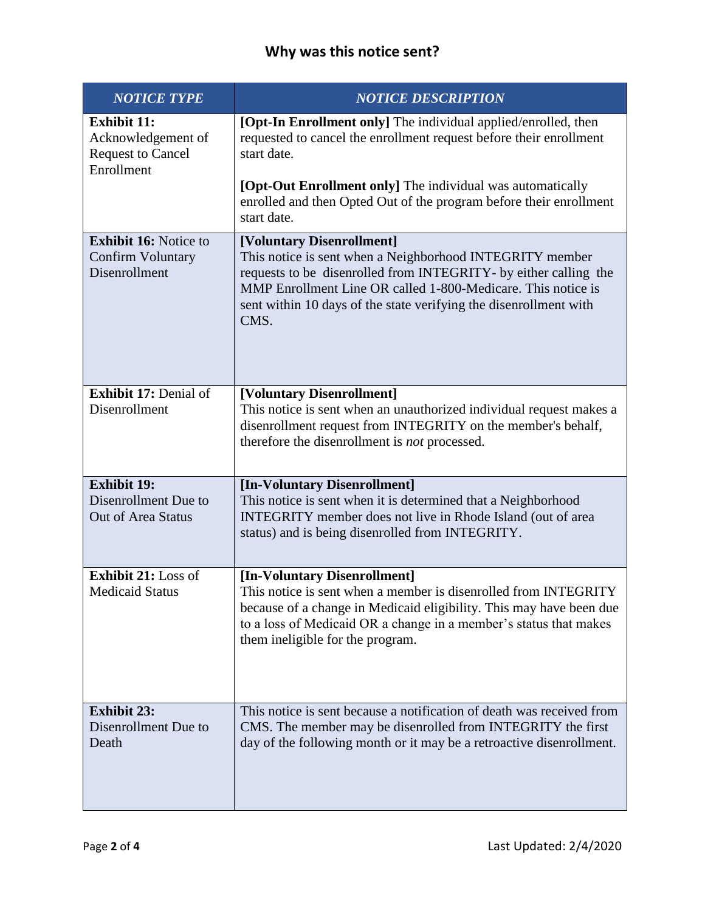## Why was this notice sent?

| *NOTICE TYPE* | *NOTICE DESCRIPTION* |
|---|---|
| **Exhibit 11:** Acknowledgement of Request to Cancel Enrollment | **[Opt-In Enrollment only]** The individual applied/enrolled, then requested to cancel the enrollment request before their enrollment start date.<br><br>**[Opt-Out Enrollment only]** The individual was automatically enrolled and then Opted Out of the program before their enrollment start date. |
| **Exhibit 16:** Notice to Confirm Voluntary Disenrollment | **[Voluntary Disenrollment]**<br>This notice is sent when a Neighborhood INTEGRITY member requests to be disenrolled from INTEGRITY- by either calling the MMP Enrollment Line OR called 1-800-Medicare. This notice is sent within 10 days of the state verifying the disenrollment with CMS. |
| **Exhibit 17:** Denial of Disenrollment | **[Voluntary Disenrollment]**<br>This notice is sent when an unauthorized individual request makes a disenrollment request from INTEGRITY on the member's behalf, therefore the disenrollment is *not* processed. |
| **Exhibit 19:** Disenrollment Due to Out of Area Status | **[In-Voluntary Disenrollment]**<br>This notice is sent when it is determined that a Neighborhood INTEGRITY member does not live in Rhode Island (out of area status) and is being disenrolled from INTEGRITY. |
| **Exhibit 21:** Loss of Medicaid Status | **[In-Voluntary Disenrollment]**<br>This notice is sent when a member is disenrolled from INTEGRITY because of a change in Medicaid eligibility. This may have been due to a loss of Medicaid OR a change in a member's status that makes them ineligible for the program. |
| **Exhibit 23:** Disenrollment Due to Death | This notice is sent because a notification of death was received from CMS. The member may be disenrolled from INTEGRITY the first day of the following month or it may be a retroactive disenrollment. |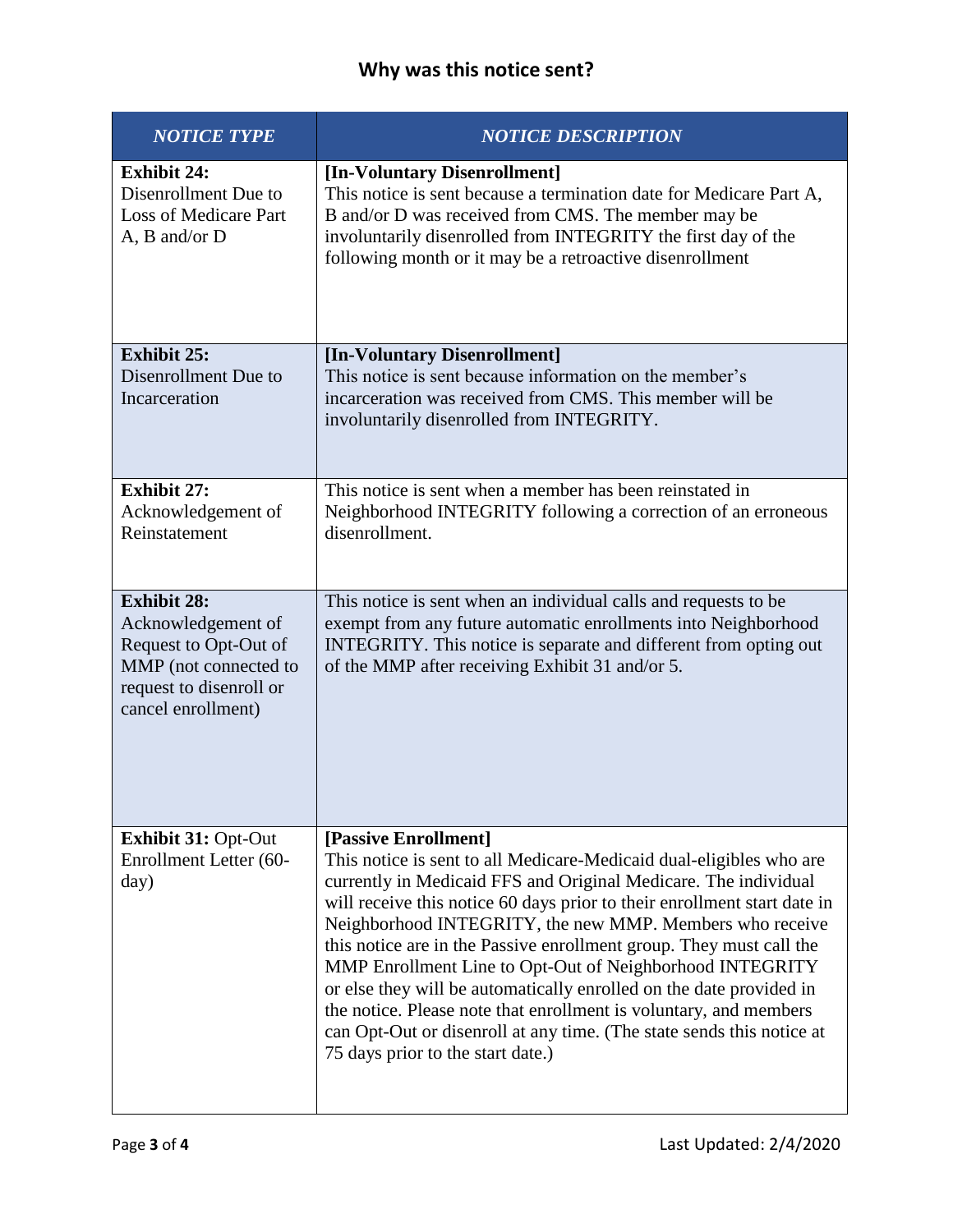## Why was this notice sent?

| *NOTICE TYPE* | *NOTICE DESCRIPTION* |
|---|---|
| **Exhibit 24:** Disenrollment Due to Loss of Medicare Part A, B and/or D | **[In-Voluntary Disenrollment]** This notice is sent because a termination date for Medicare Part A, B and/or D was received from CMS. The member may be involuntarily disenrolled from INTEGRITY the first day of the following month or it may be a retroactive disenrollment |
| **Exhibit 25:** Disenrollment Due to Incarceration | **[In-Voluntary Disenrollment]** This notice is sent because information on the member's incarceration was received from CMS. This member will be involuntarily disenrolled from INTEGRITY. |
| **Exhibit 27:** Acknowledgement of Reinstatement | This notice is sent when a member has been reinstated in Neighborhood INTEGRITY following a correction of an erroneous disenrollment. |
| **Exhibit 28:** Acknowledgement of Request to Opt-Out of MMP (not connected to request to disenroll or cancel enrollment) | This notice is sent when an individual calls and requests to be exempt from any future automatic enrollments into Neighborhood INTEGRITY. This notice is separate and different from opting out of the MMP after receiving Exhibit 31 and/or 5. |
| **Exhibit 31:** Opt-Out Enrollment Letter (60-day) | **[Passive Enrollment]** This notice is sent to all Medicare-Medicaid dual-eligibles who are currently in Medicaid FFS and Original Medicare. The individual will receive this notice 60 days prior to their enrollment start date in Neighborhood INTEGRITY, the new MMP. Members who receive this notice are in the Passive enrollment group. They must call the MMP Enrollment Line to Opt-Out of Neighborhood INTEGRITY or else they will be automatically enrolled on the date provided in the notice. Please note that enrollment is voluntary, and members can Opt-Out or disenroll at any time. (The state sends this notice at 75 days prior to the start date.) |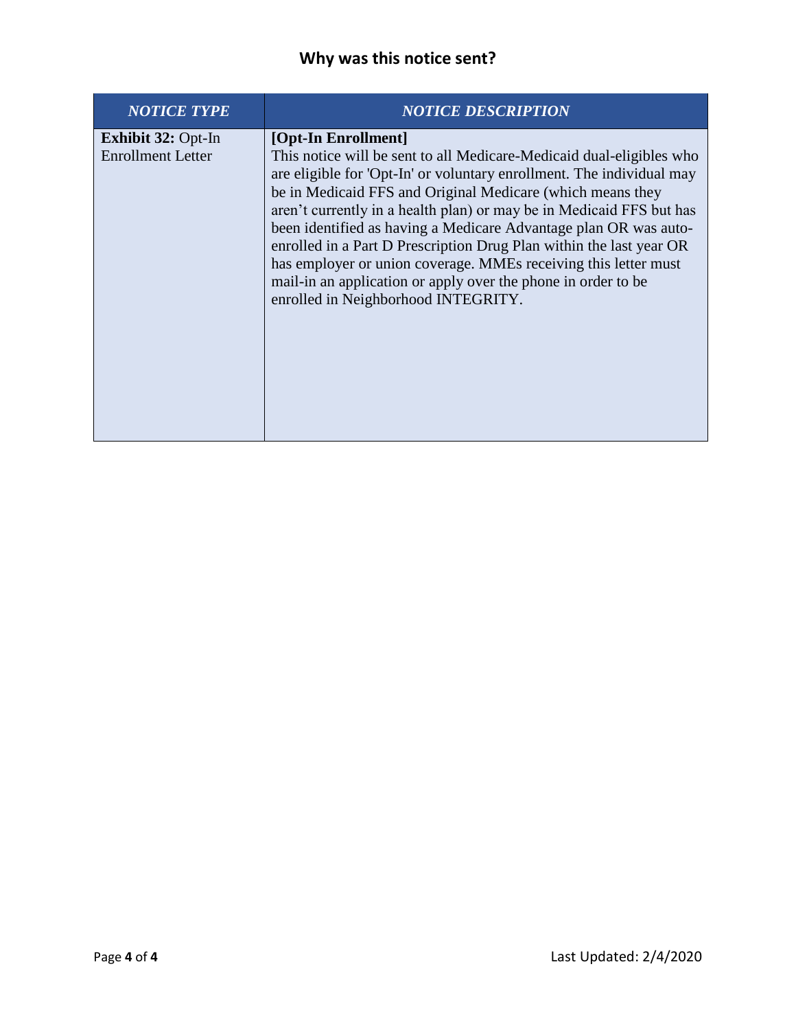## Why was this notice sent?

| *NOTICE TYPE* | *NOTICE DESCRIPTION* |
|---|---|
| **Exhibit 32:** Opt-In Enrollment Letter | **[Opt-In Enrollment]**<br>This notice will be sent to all Medicare-Medicaid dual-eligibles who are eligible for 'Opt-In' or voluntary enrollment. The individual may be in Medicaid FFS and Original Medicare (which means they aren't currently in a health plan) or may be in Medicaid FFS but has been identified as having a Medicare Advantage plan OR was auto-enrolled in a Part D Prescription Drug Plan within the last year OR has employer or union coverage. MMEs receiving this letter must mail-in an application or apply over the phone in order to be enrolled in Neighborhood INTEGRITY. |

Last Updated: 2/4/2020